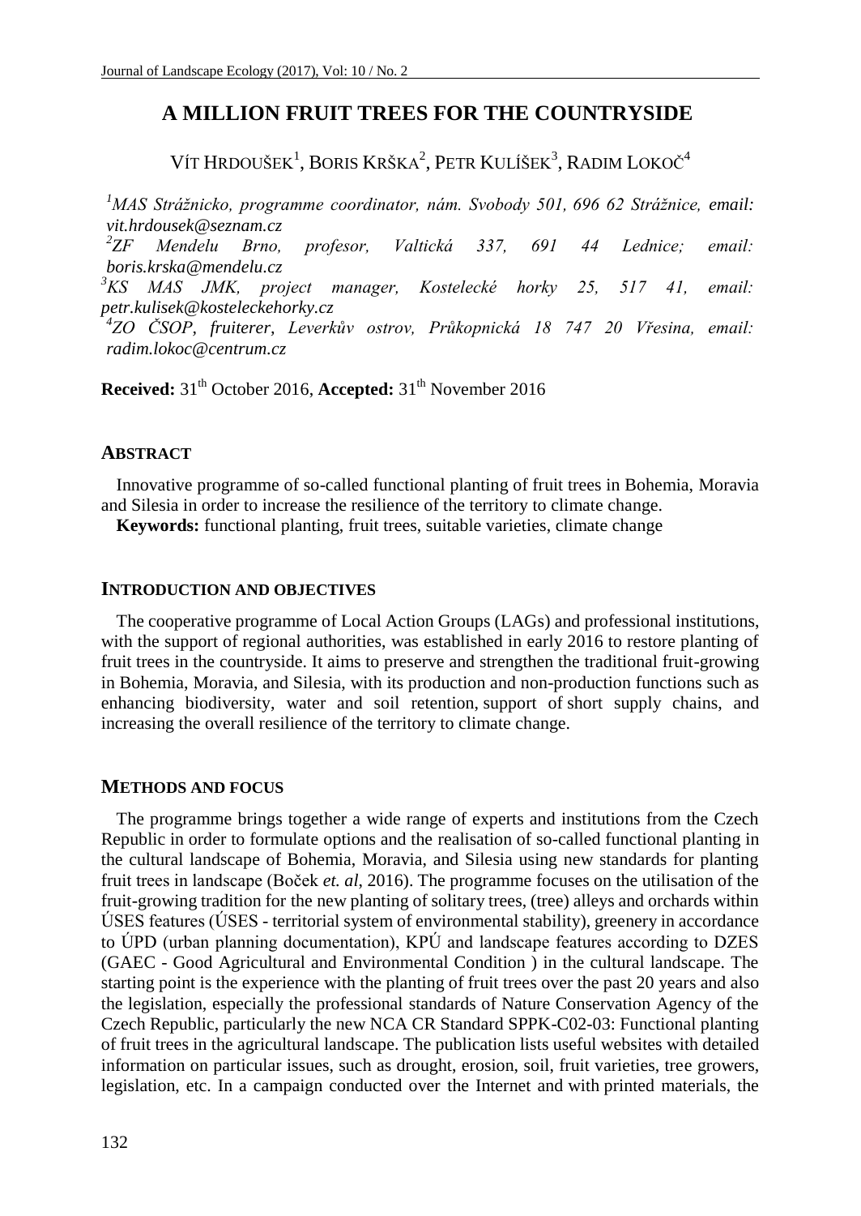# A MILLION FRUIT TREES FOR THE COUNTRYSIDE

VÍT HRDOUŠEK[1], BORIS KRŠKA[2], PETR KULÍŠEK[3], RADIM LOKOČ[4]

[1]*MAS Strážnicko, programme coordinator, nám. Svobody 501, 696 62 Strážnice, email: vit.hrdousek@seznam.cz*
[2]*ZF Mendelu Brno, profesor, Valtická 337, 691 44 Lednice; email: boris.krska@mendelu.cz*
[3]*KS MAS JMK, project manager, Kostelecké horky 25, 517 41, email: petr.kulisek@kosteleckehorky.cz*
[4]*ZO ČSOP, fruiterer, Leverkův ostrov, Průkopnická 18 747 20 Vřesina, email: radim.lokoc@centrum.cz*

**Received:** 31th October 2016, **Accepted:** 31th November 2016

## ABSTRACT

Innovative programme of so-called functional planting of fruit trees in Bohemia, Moravia and Silesia in order to increase the resilience of the territory to climate change.

**Keywords:** functional planting, fruit trees, suitable varieties, climate change

## INTRODUCTION AND OBJECTIVES

The cooperative programme of Local Action Groups (LAGs) and professional institutions, with the support of regional authorities, was established in early 2016 to restore planting of fruit trees in the countryside. It aims to preserve and strengthen the traditional fruit-growing in Bohemia, Moravia, and Silesia, with its production and non-production functions such as enhancing biodiversity, water and soil retention, support of short supply chains, and increasing the overall resilience of the territory to climate change.

## METHODS AND FOCUS

The programme brings together a wide range of experts and institutions from the Czech Republic in order to formulate options and the realisation of so-called functional planting in the cultural landscape of Bohemia, Moravia, and Silesia using new standards for planting fruit trees in landscape (Boček *et. al*, 2016). The programme focuses on the utilisation of the fruit-growing tradition for the new planting of solitary trees, (tree) alleys and orchards within ÚSES features (ÚSES - territorial system of environmental stability), greenery in accordance to ÚPD (urban planning documentation), KPÚ and landscape features according to DZES (GAEC - Good Agricultural and Environmental Condition ) in the cultural landscape. The starting point is the experience with the planting of fruit trees over the past 20 years and also the legislation, especially the professional standards of Nature Conservation Agency of the Czech Republic, particularly the new NCA CR Standard SPPK-C02-03: Functional planting of fruit trees in the agricultural landscape. The publication lists useful websites with detailed information on particular issues, such as drought, erosion, soil, fruit varieties, tree growers, legislation, etc. In a campaign conducted over the Internet and with printed materials, the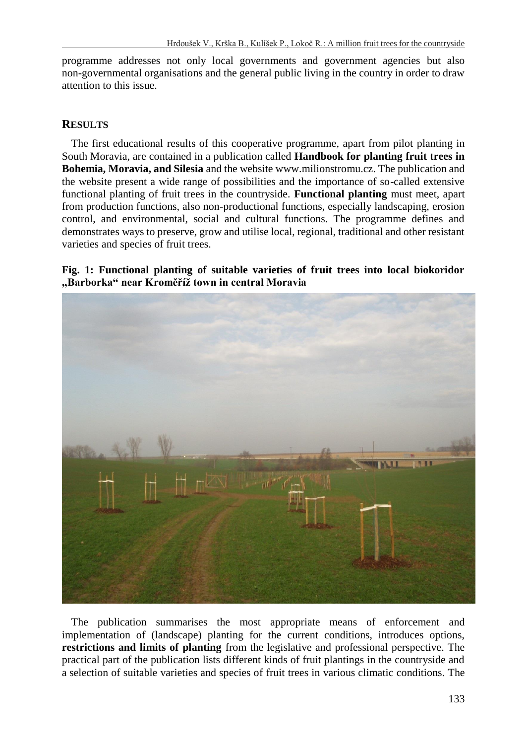programme addresses not only local governments and government agencies but also non-governmental organisations and the general public living in the country in order to draw attention to this issue.

## RESULTS

The first educational results of this cooperative programme, apart from pilot planting in South Moravia, are contained in a publication called **Handbook for planting fruit trees in Bohemia, Moravia, and Silesia** and the website www.milionstromu.cz. The publication and the website present a wide range of possibilities and the importance of so-called extensive functional planting of fruit trees in the countryside. **Functional planting** must meet, apart from production functions, also non-productional functions, especially landscaping, erosion control, and environmental, social and cultural functions. The programme defines and demonstrates ways to preserve, grow and utilise local, regional, traditional and other resistant varieties and species of fruit trees.

**Fig. 1: Functional planting of suitable varieties of fruit trees into local biokoridor „Barborka“ near Kroměříž town in central Moravia**

The publication summarises the most appropriate means of enforcement and implementation of (landscape) planting for the current conditions, introduces options, **restrictions and limits of planting** from the legislative and professional perspective. The practical part of the publication lists different kinds of fruit plantings in the countryside and a selection of suitable varieties and species of fruit trees in various climatic conditions. The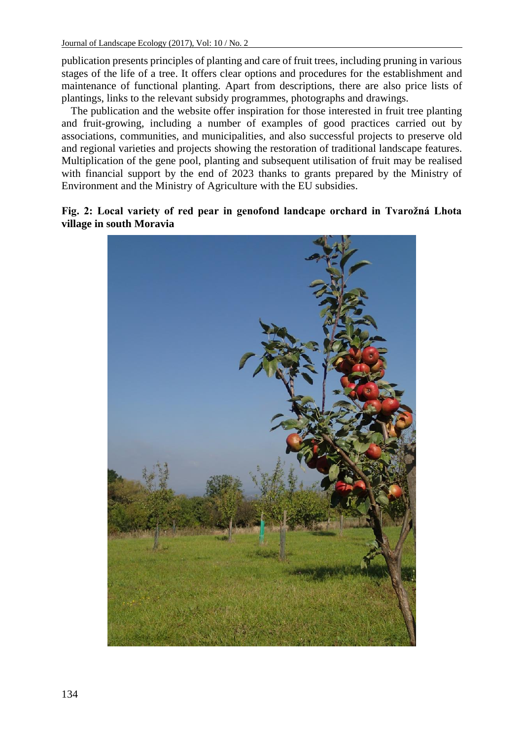publication presents principles of planting and care of fruit trees, including pruning in various stages of the life of a tree. It offers clear options and procedures for the establishment and maintenance of functional planting. Apart from descriptions, there are also price lists of plantings, links to the relevant subsidy programmes, photographs and drawings.

The publication and the website offer inspiration for those interested in fruit tree planting and fruit-growing, including a number of examples of good practices carried out by associations, communities, and municipalities, and also successful projects to preserve old and regional varieties and projects showing the restoration of traditional landscape features. Multiplication of the gene pool, planting and subsequent utilisation of fruit may be realised with financial support by the end of 2023 thanks to grants prepared by the Ministry of Environment and the Ministry of Agriculture with the EU subsidies.

**Fig. 2: Local variety of red pear in genofond landcape orchard in Tvarožná Lhota village in south Moravia**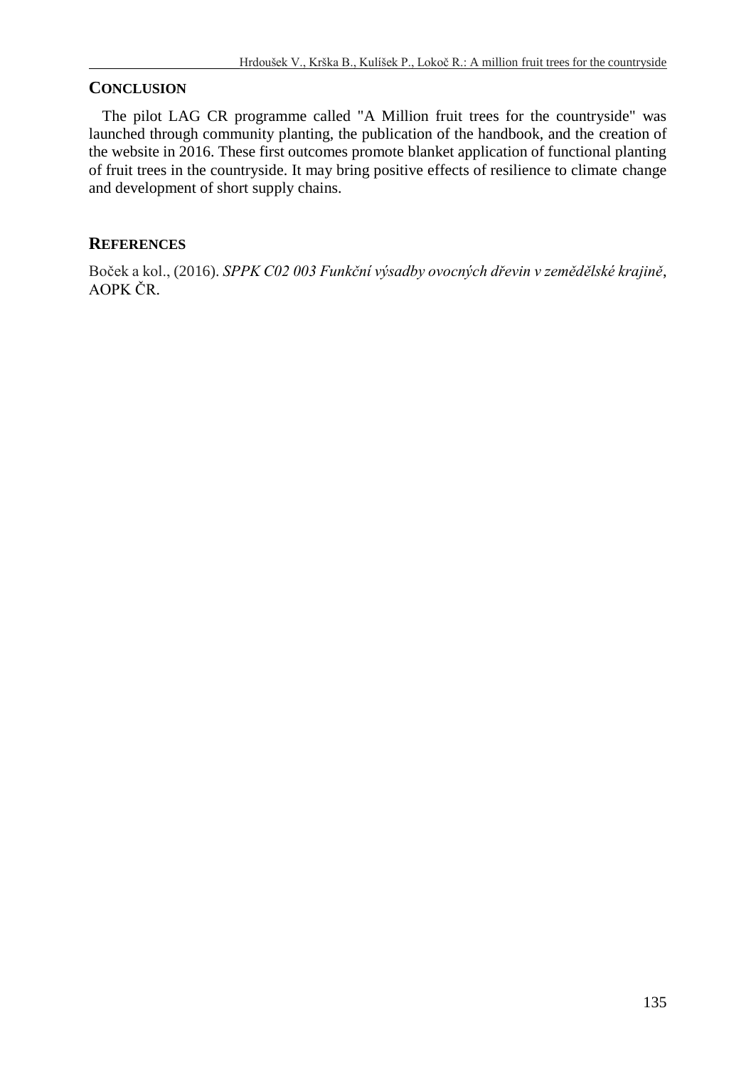## CONCLUSION

The pilot LAG CR programme called "A Million fruit trees for the countryside" was launched through community planting, the publication of the handbook, and the creation of the website in 2016. These first outcomes promote blanket application of functional planting of fruit trees in the countryside. It may bring positive effects of resilience to climate change and development of short supply chains.

## REFERENCES

Boček a kol., (2016). *SPPK C02 003 Funkční výsadby ovocných dřevin v zemědělské krajině*, AOPK ČR.